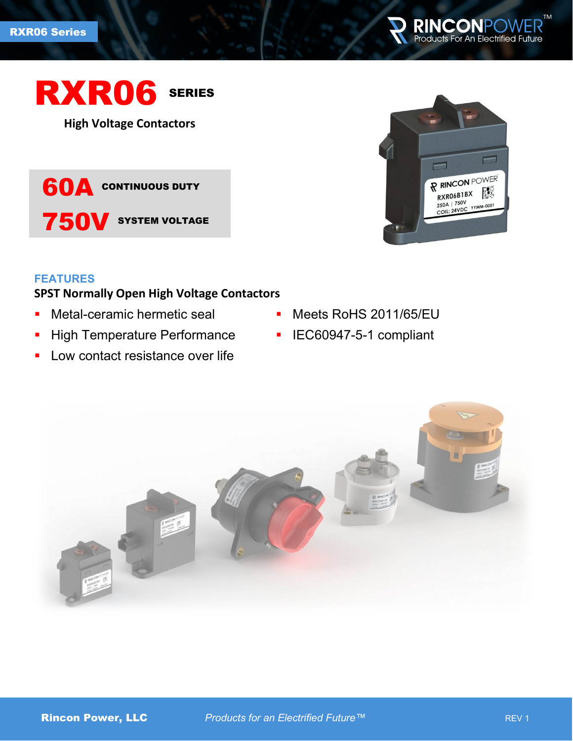# RXR06 SERIES

## High Voltage Contactors

**60A** CONTINUOUS DUTY

**750V** SYSTEM VOLTAGE

### FEATURES

**SPST Normally Open High Voltage Contactors**

- Metal-ceramic hermetic seal
- High Temperature Performance
- Low contact resistance over life
- Meets RoHS 2011/65/EU
- IEC60947-5-1 compliant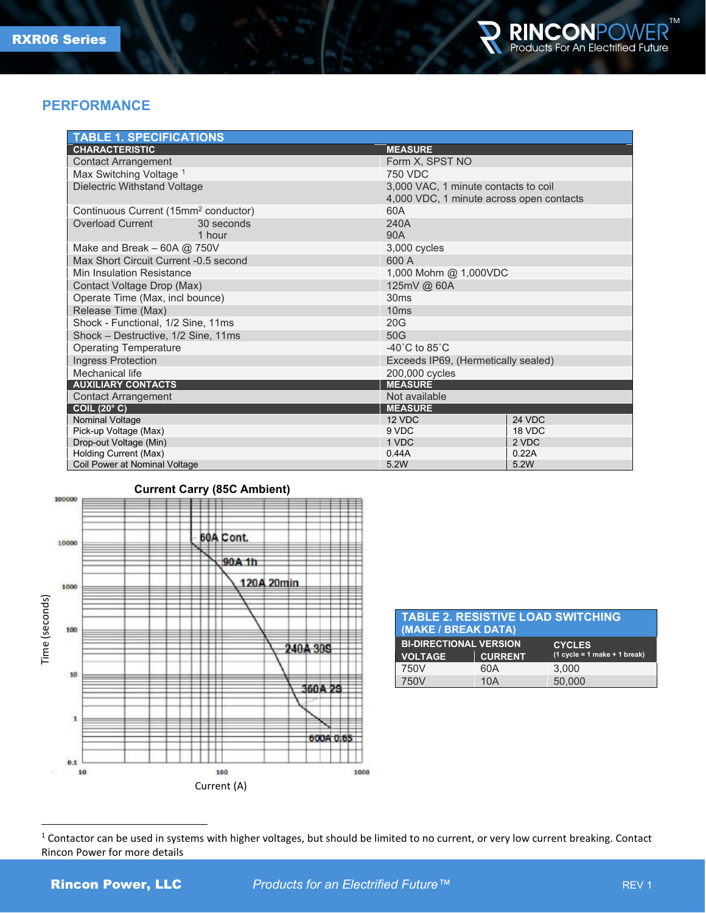## PERFORMANCE

| TABLE 1. SPECIFICATIONS | | |
|---|---|---|
| **CHARACTERISTIC** | **MEASURE** | |
| Contact Arrangement | Form X, SPST NO | |
| Max Switching Voltage [1] | 750 VDC | |
| Dielectric Withstand Voltage | 3,000 VAC, 1 minute contacts to coil<br>4,000 VDC, 1 minute across open contacts | |
| Continuous Current (15mm$^2$ conductor) | 60A | |
| Overload Current 30 seconds<br>1 hour | 240A<br>90A | |
| Make and Break – 60A @ 750V | 3,000 cycles | |
| Max Short Circuit Current -0.5 second | 600 A | |
| Min Insulation Resistance | 1,000 Mohm @ 1,000VDC | |
| Contact Voltage Drop (Max) | 125mV @ 60A | |
| Operate Time (Max, incl bounce) | 30ms | |
| Release Time (Max) | 10ms | |
| Shock - Functional, 1/2 Sine, 11ms | 20G | |
| Shock – Destructive, 1/2 Sine, 11ms | 50G | |
| Operating Temperature | -40˚C to 85˚C | |
| Ingress Protection | Exceeds IP69, (Hermetically sealed) | |
| Mechanical life | 200,000 cycles | |
| **AUXILIARY CONTACTS** | **MEASURE** | |
| Contact Arrangement | Not available | |
| **COIL (20° C)** | **MEASURE** | |
| Nominal Voltage | 12 VDC | 24 VDC |
| Pick-up Voltage (Max) | 9 VDC | 18 VDC |
| Drop-out Voltage (Min) | 1 VDC | 2 VDC |
| Holding Current (Max) | 0.44A | 0.22A |
| Coil Power at Nominal Voltage | 5.2W | 5.2W |

**Current Carry (85C Ambient)**

Chart: Time (seconds) vs. Current (A), log-log scale (Time 0.1 to 100000; Current 10 to 1000). Curve points labeled: 60A Cont., 90A 1h, 120A 20min, 240A 30S, 360A 2S, 600A 0.5S.

| TABLE 2. RESISTIVE LOAD SWITCHING (MAKE / BREAK DATA) | | |
|---|---|---|
| **BI-DIRECTIONAL VERSION** | | **CYCLES** |
| **VOLTAGE** | **CURRENT** | **(1 cycle = 1 make + 1 break)** |
| 750V | 60A | 3,000 |
| 750V | 10A | 50,000 |

---

[1] Contactor can be used in systems with higher voltages, but should be limited to no current, or very low current breaking. Contact Rincon Power for more details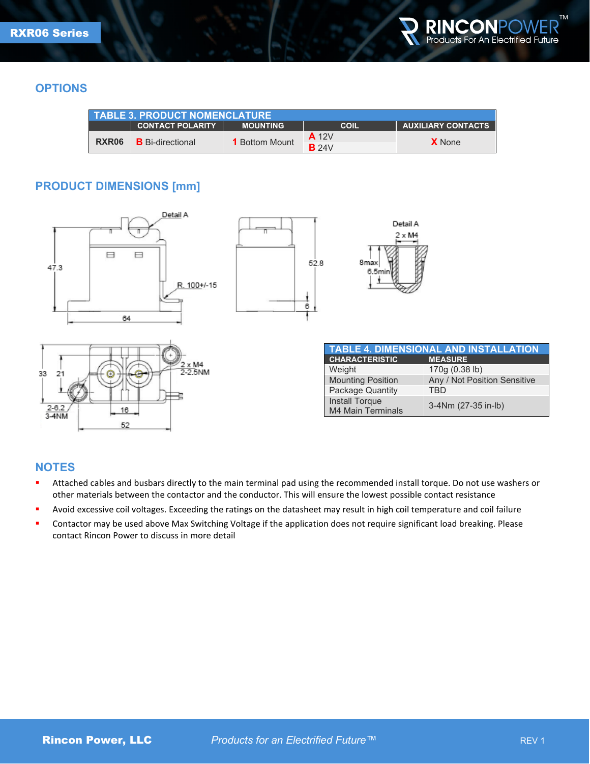## OPTIONS

**TABLE 3. PRODUCT NOMENCLATURE**

| | CONTACT POLARITY | MOUNTING | COIL | AUXILIARY CONTACTS |
|---|---|---|---|---|
| RXR06 | B Bi-directional | 1 Bottom Mount | A 12V<br>B 24V | X None |

## PRODUCT DIMENSIONS [mm]

Detail A
47.3
R. 100+/-15
64
52.8
6
Detail A
2 x M4
8max
6.5min
33
21
2-6.2
3-4NM
16
52
2 x M4
2-2.5NM

**TABLE 4. DIMENSIONAL AND INSTALLATION**

| CHARACTERISTIC | MEASURE |
|---|---|
| Weight | 170g (0.38 lb) |
| Mounting Position | Any / Not Position Sensitive |
| Package Quantity | TBD |
| Install Torque<br>M4 Main Terminals | 3-4Nm (27-35 in-lb) |

## NOTES

- Attached cables and busbars directly to the main terminal pad using the recommended install torque. Do not use washers or other materials between the contactor and the conductor. This will ensure the lowest possible contact resistance
- Avoid excessive coil voltages. Exceeding the ratings on the datasheet may result in high coil temperature and coil failure
- Contactor may be used above Max Switching Voltage if the application does not require significant load breaking. Please contact Rincon Power to discuss in more detail